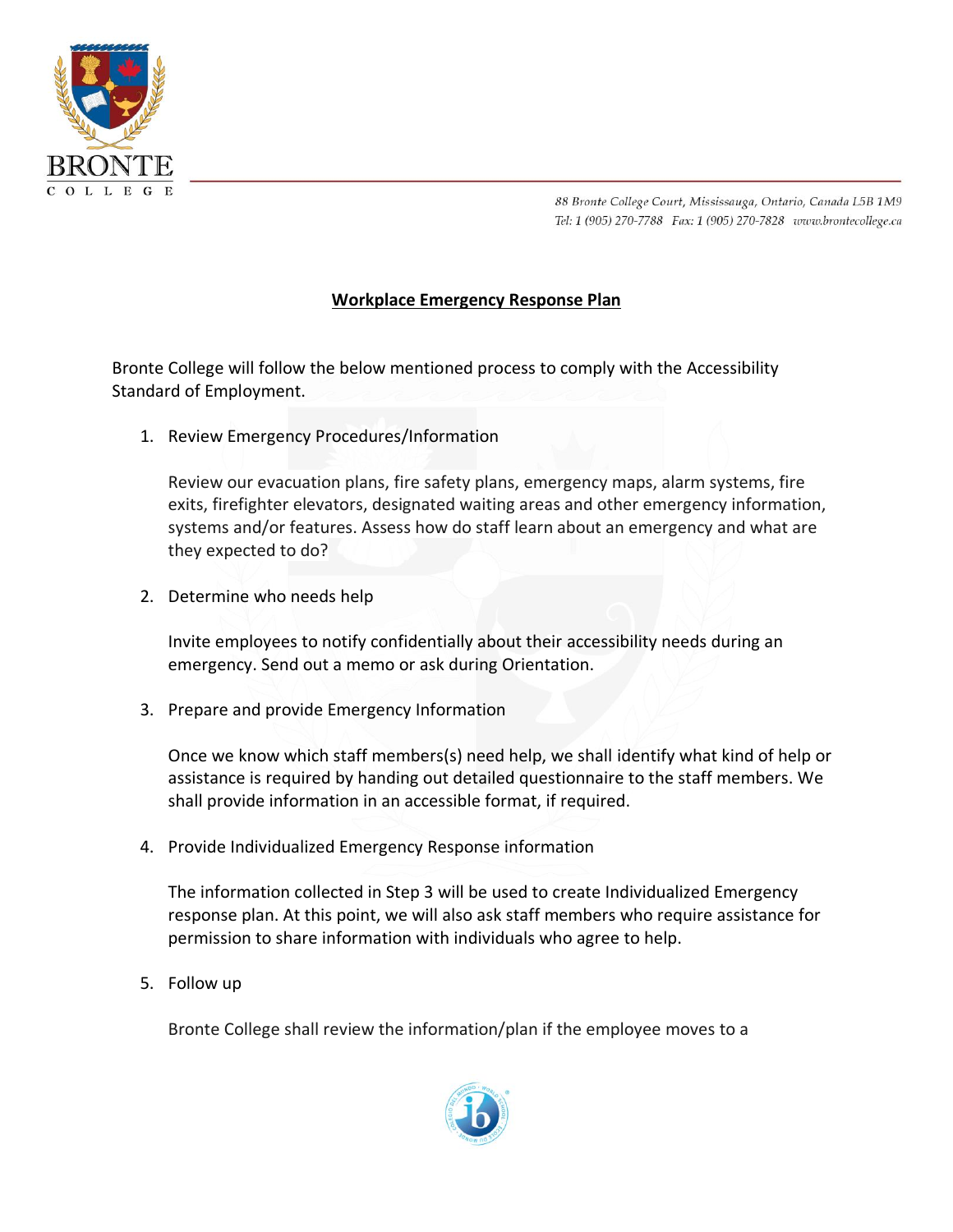88 Bronte College Court, Mississauga, Ontario, Canada L5B 1M9
Tel: 1 (905) 270-7788 Fax: 1 (905) 270-7828 www.brontecollege.ca

# Workplace Emergency Response Plan

Bronte College will follow the below mentioned process to comply with the Accessibility Standard of Employment.

1. Review Emergency Procedures/Information

   Review our evacuation plans, fire safety plans, emergency maps, alarm systems, fire exits, firefighter elevators, designated waiting areas and other emergency information, systems and/or features. Assess how do staff learn about an emergency and what are they expected to do?

2. Determine who needs help

   Invite employees to notify confidentially about their accessibility needs during an emergency. Send out a memo or ask during Orientation.

3. Prepare and provide Emergency Information

   Once we know which staff members(s) need help, we shall identify what kind of help or assistance is required by handing out detailed questionnaire to the staff members. We shall provide information in an accessible format, if required.

4. Provide Individualized Emergency Response information

   The information collected in Step 3 will be used to create Individualized Emergency response plan. At this point, we will also ask staff members who require assistance for permission to share information with individuals who agree to help.

5. Follow up

   Bronte College shall review the information/plan if the employee moves to a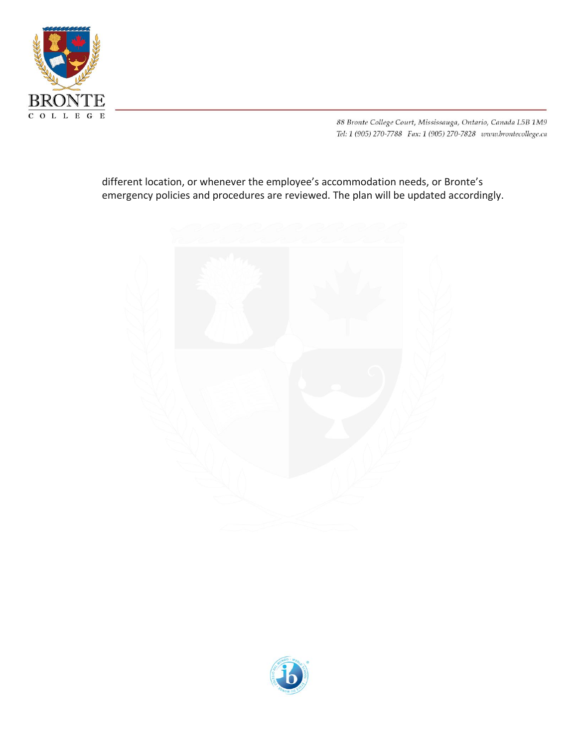different location, or whenever the employee's accommodation needs, or Bronte's emergency policies and procedures are reviewed. The plan will be updated accordingly.